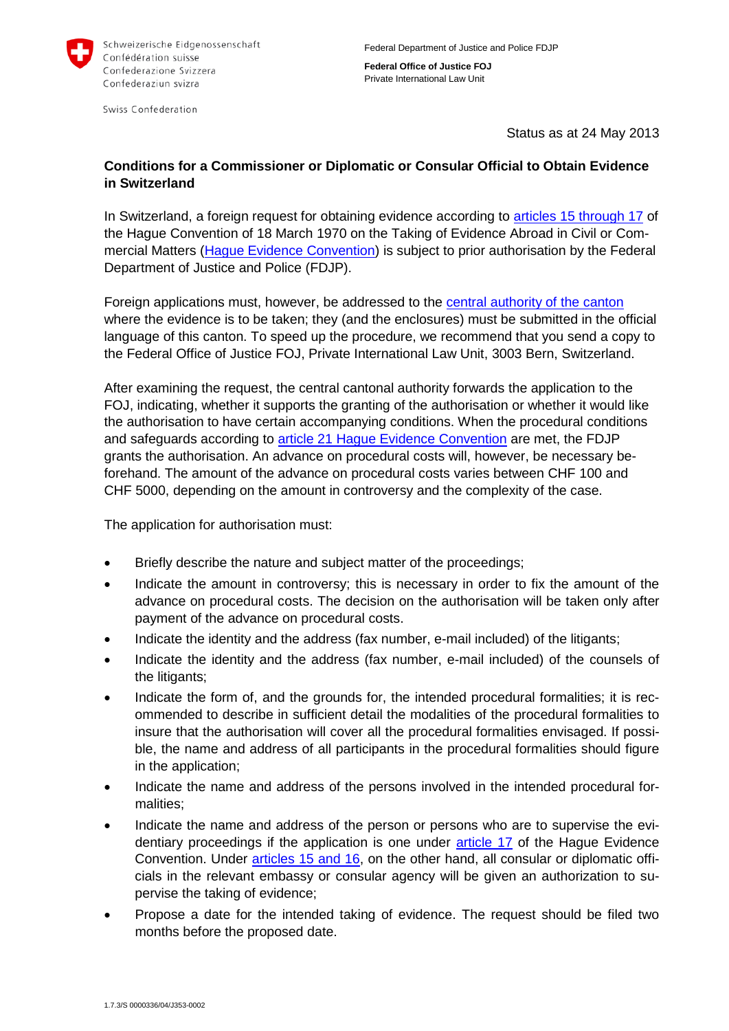Schweizerische Eidgenossenschaft
Confédération suisse
Confederazione Svizzera
Confederaziun svizra

Swiss Confederation

Federal Department of Justice and Police FDJP

**Federal Office of Justice FOJ**
Private International Law Unit

Status as at 24 May 2013

## Conditions for a Commissioner or Diplomatic or Consular Official to Obtain Evidence in Switzerland

In Switzerland, a foreign request for obtaining evidence according to articles 15 through 17 of the Hague Convention of 18 March 1970 on the Taking of Evidence Abroad in Civil or Commercial Matters (Hague Evidence Convention) is subject to prior authorisation by the Federal Department of Justice and Police (FDJP).

Foreign applications must, however, be addressed to the central authority of the canton where the evidence is to be taken; they (and the enclosures) must be submitted in the official language of this canton. To speed up the procedure, we recommend that you send a copy to the Federal Office of Justice FOJ, Private International Law Unit, 3003 Bern, Switzerland.

After examining the request, the central cantonal authority forwards the application to the FOJ, indicating, whether it supports the granting of the authorisation or whether it would like the authorisation to have certain accompanying conditions. When the procedural conditions and safeguards according to article 21 Hague Evidence Convention are met, the FDJP grants the authorisation. An advance on procedural costs will, however, be necessary beforehand. The amount of the advance on procedural costs varies between CHF 100 and CHF 5000, depending on the amount in controversy and the complexity of the case.

The application for authorisation must:

- Briefly describe the nature and subject matter of the proceedings;
- Indicate the amount in controversy; this is necessary in order to fix the amount of the advance on procedural costs. The decision on the authorisation will be taken only after payment of the advance on procedural costs.
- Indicate the identity and the address (fax number, e-mail included) of the litigants;
- Indicate the identity and the address (fax number, e-mail included) of the counsels of the litigants;
- Indicate the form of, and the grounds for, the intended procedural formalities; it is recommended to describe in sufficient detail the modalities of the procedural formalities to insure that the authorisation will cover all the procedural formalities envisaged. If possible, the name and address of all participants in the procedural formalities should figure in the application;
- Indicate the name and address of the persons involved in the intended procedural formalities;
- Indicate the name and address of the person or persons who are to supervise the evidentiary proceedings if the application is one under article 17 of the Hague Evidence Convention. Under articles 15 and 16, on the other hand, all consular or diplomatic officials in the relevant embassy or consular agency will be given an authorization to supervise the taking of evidence;
- Propose a date for the intended taking of evidence. The request should be filed two months before the proposed date.

1.7.3/S 0000336/04/J353-0002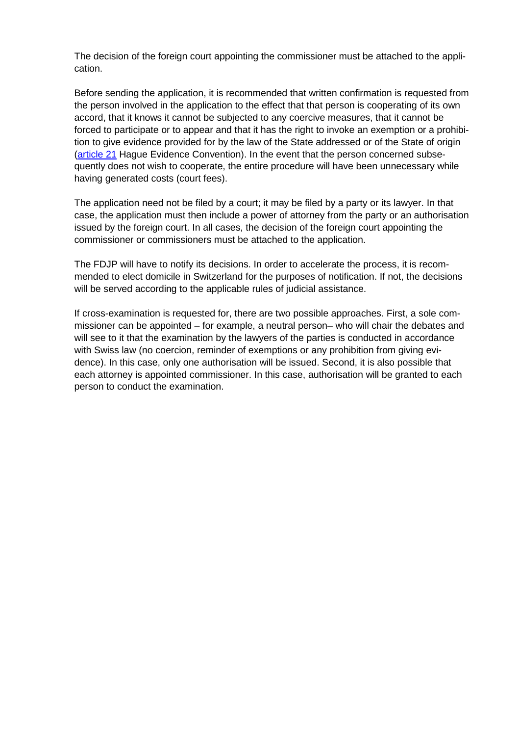The decision of the foreign court appointing the commissioner must be attached to the application.

Before sending the application, it is recommended that written confirmation is requested from the person involved in the application to the effect that that person is cooperating of its own accord, that it knows it cannot be subjected to any coercive measures, that it cannot be forced to participate or to appear and that it has the right to invoke an exemption or a prohibition to give evidence provided for by the law of the State addressed or of the State of origin (article 21 Hague Evidence Convention). In the event that the person concerned subsequently does not wish to cooperate, the entire procedure will have been unnecessary while having generated costs (court fees).

The application need not be filed by a court; it may be filed by a party or its lawyer. In that case, the application must then include a power of attorney from the party or an authorisation issued by the foreign court. In all cases, the decision of the foreign court appointing the commissioner or commissioners must be attached to the application.

The FDJP will have to notify its decisions. In order to accelerate the process, it is recommended to elect domicile in Switzerland for the purposes of notification. If not, the decisions will be served according to the applicable rules of judicial assistance.

If cross-examination is requested for, there are two possible approaches. First, a sole commissioner can be appointed – for example, a neutral person– who will chair the debates and will see to it that the examination by the lawyers of the parties is conducted in accordance with Swiss law (no coercion, reminder of exemptions or any prohibition from giving evidence). In this case, only one authorisation will be issued. Second, it is also possible that each attorney is appointed commissioner. In this case, authorisation will be granted to each person to conduct the examination.